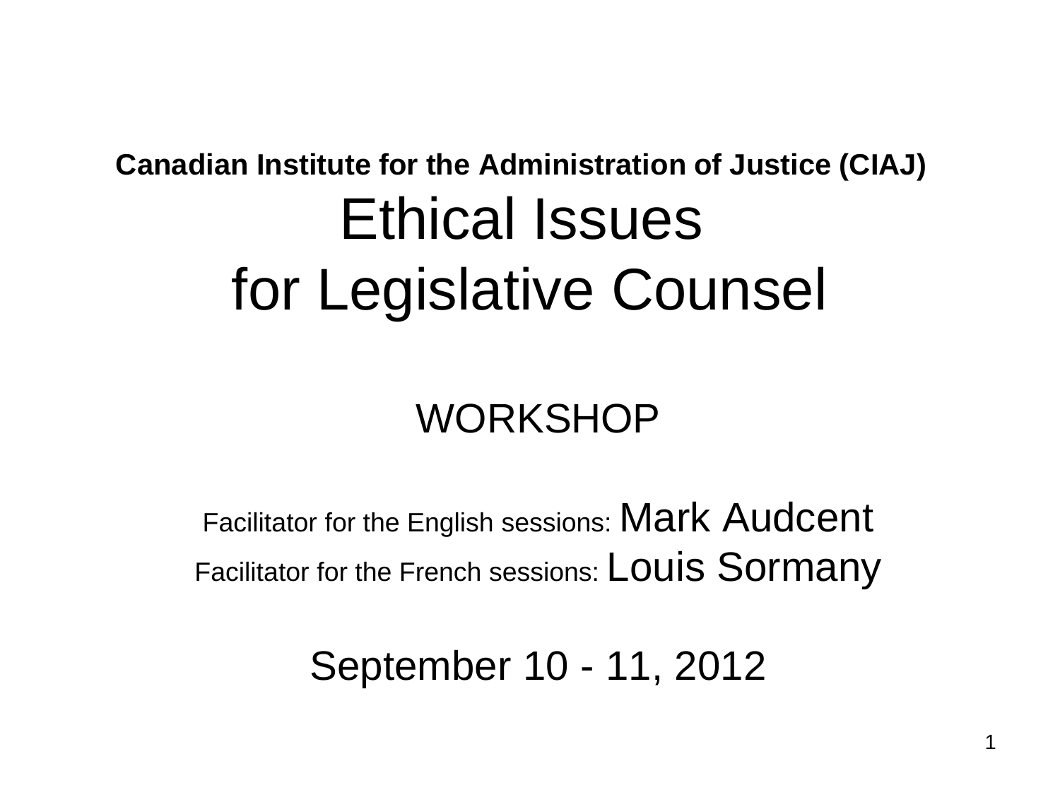**Canadian Institute for the Administration of Justice (CIAJ)**

# Ethical Issues for Legislative Counsel

## WORKSHOP

Facilitator for the English sessions: Mark Audcent

Facilitator for the French sessions: Louis Sormany

September 10 - 11, 2012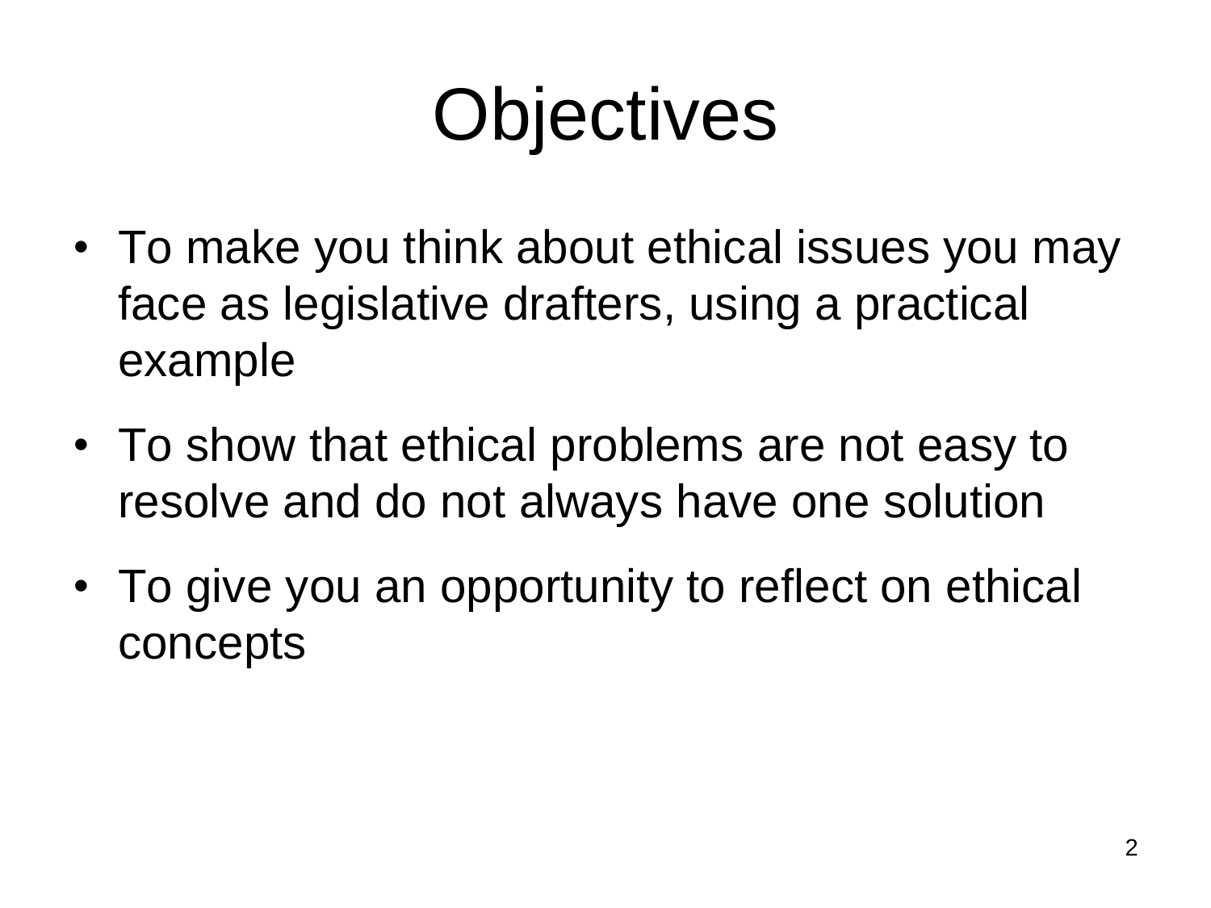# Objectives

- To make you think about ethical issues you may face as legislative drafters, using a practical example
- To show that ethical problems are not easy to resolve and do not always have one solution
- To give you an opportunity to reflect on ethical concepts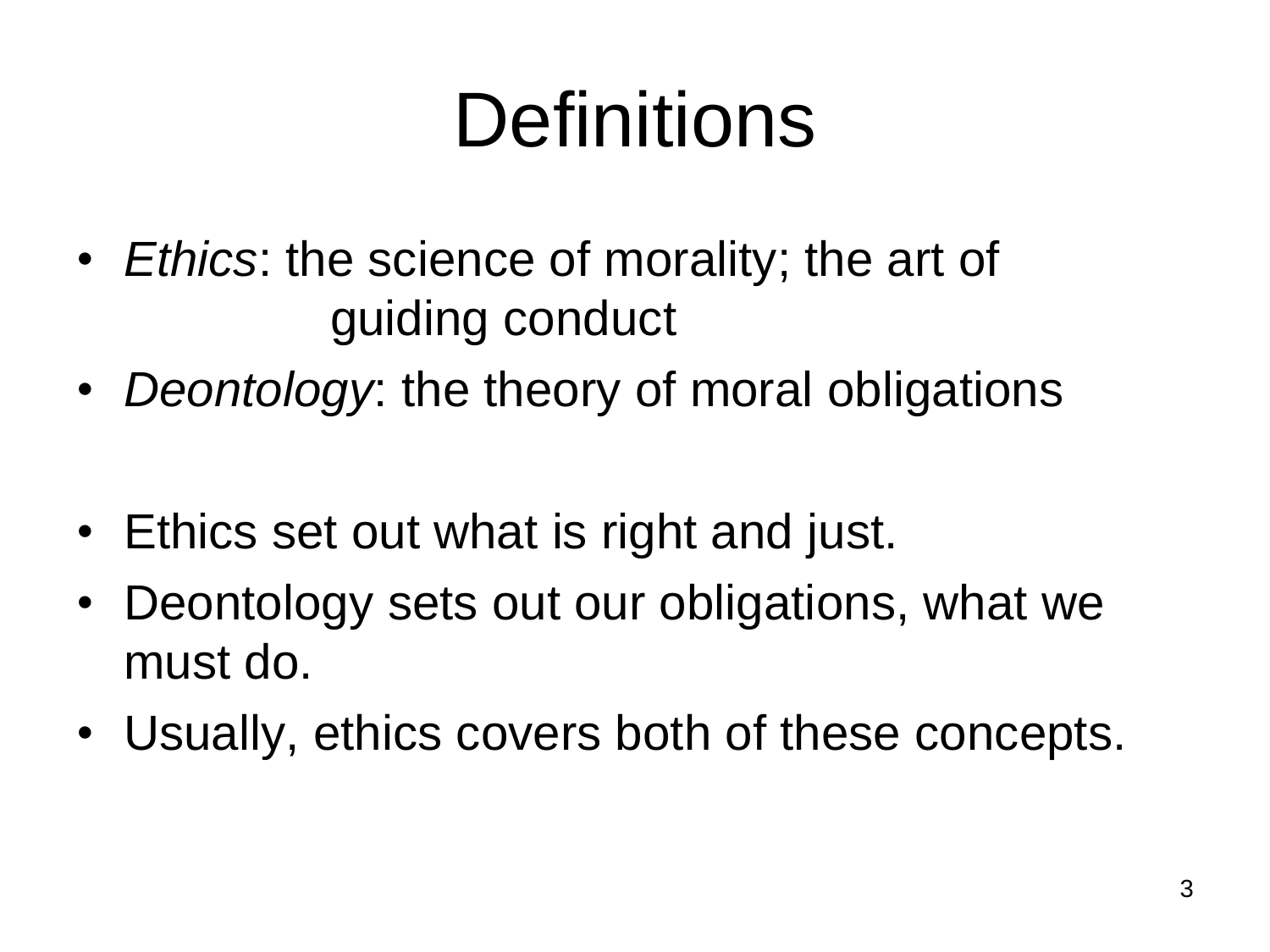# Definitions

- *Ethics*: the science of morality; the art of guiding conduct
- *Deontology*: the theory of moral obligations

- Ethics set out what is right and just.
- Deontology sets out our obligations, what we must do.
- Usually, ethics covers both of these concepts.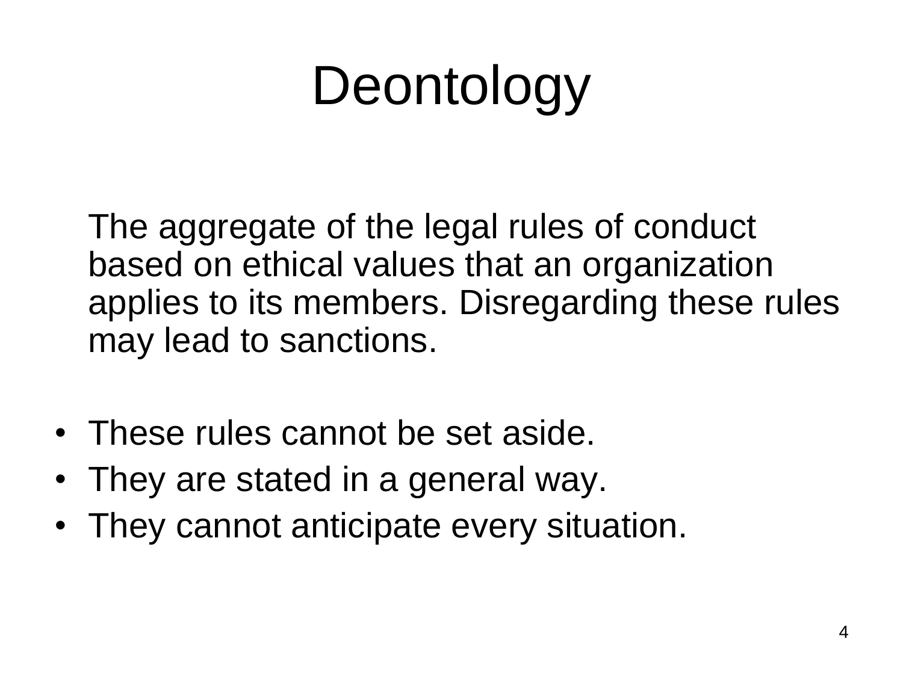# Deontology

The aggregate of the legal rules of conduct based on ethical values that an organization applies to its members. Disregarding these rules may lead to sanctions.

- These rules cannot be set aside.
- They are stated in a general way.
- They cannot anticipate every situation.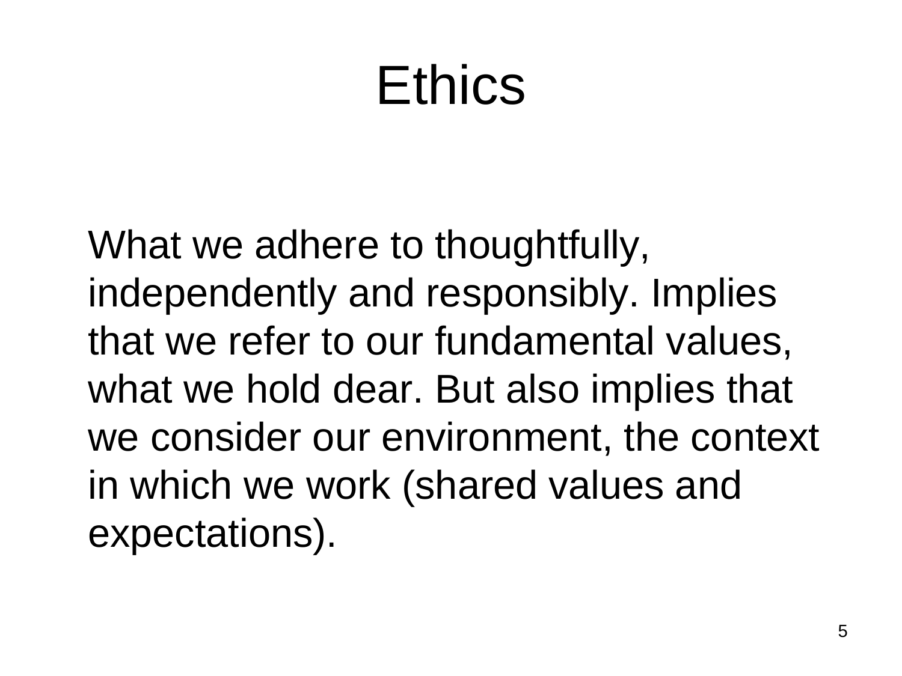# Ethics

What we adhere to thoughtfully, independently and responsibly. Implies that we refer to our fundamental values, what we hold dear. But also implies that we consider our environment, the context in which we work (shared values and expectations).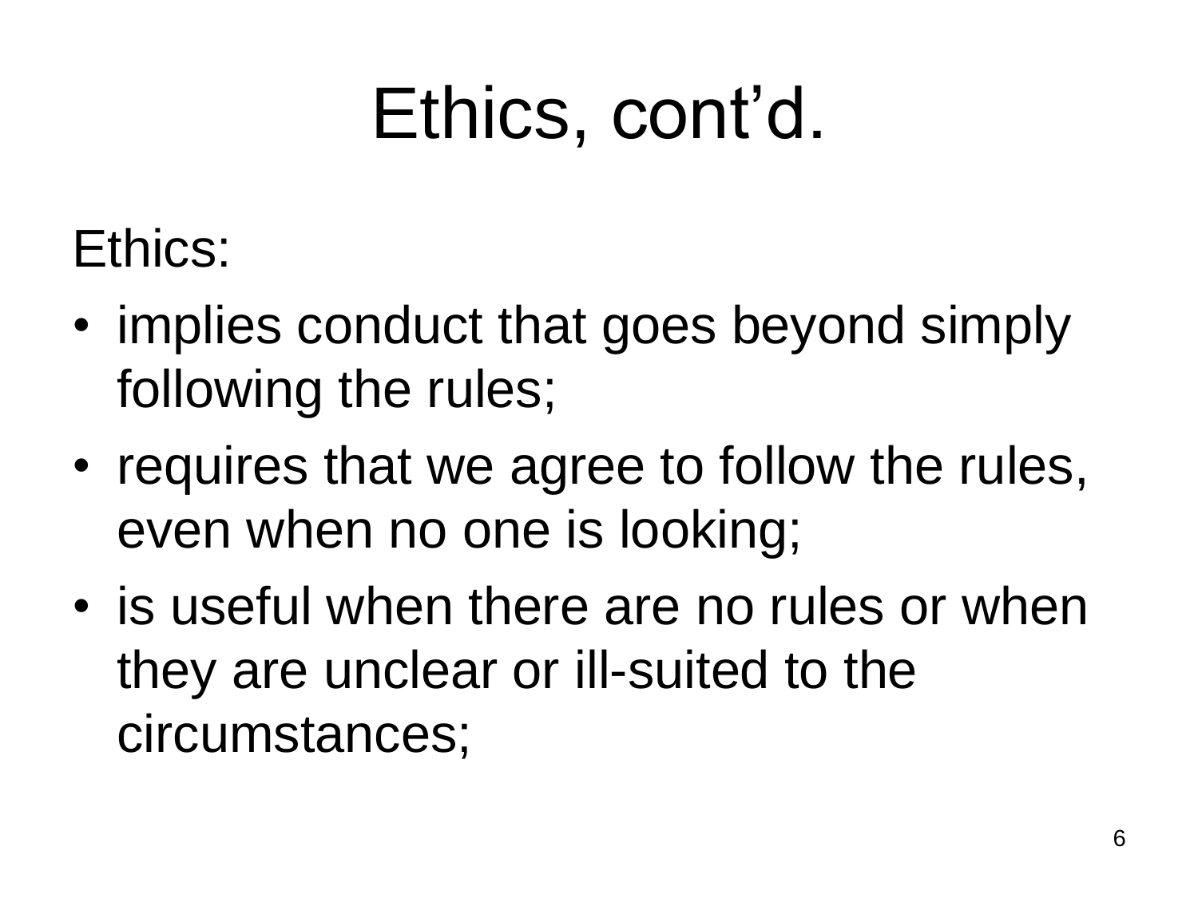# Ethics, cont'd.

Ethics:

- implies conduct that goes beyond simply following the rules;
- requires that we agree to follow the rules, even when no one is looking;
- is useful when there are no rules or when they are unclear or ill-suited to the circumstances;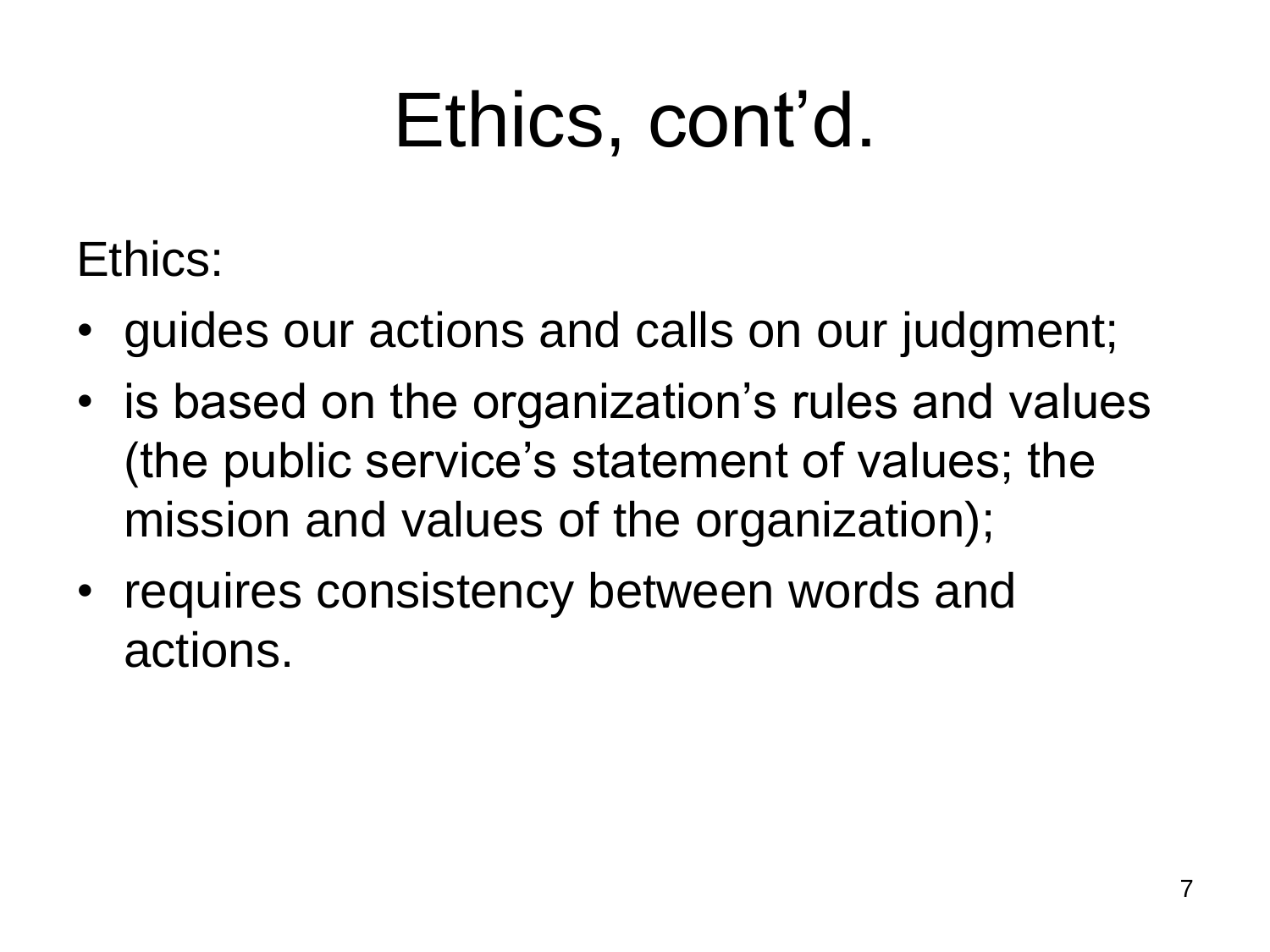# Ethics, cont'd.

Ethics:

- guides our actions and calls on our judgment;
- is based on the organization's rules and values (the public service's statement of values; the mission and values of the organization);
- requires consistency between words and actions.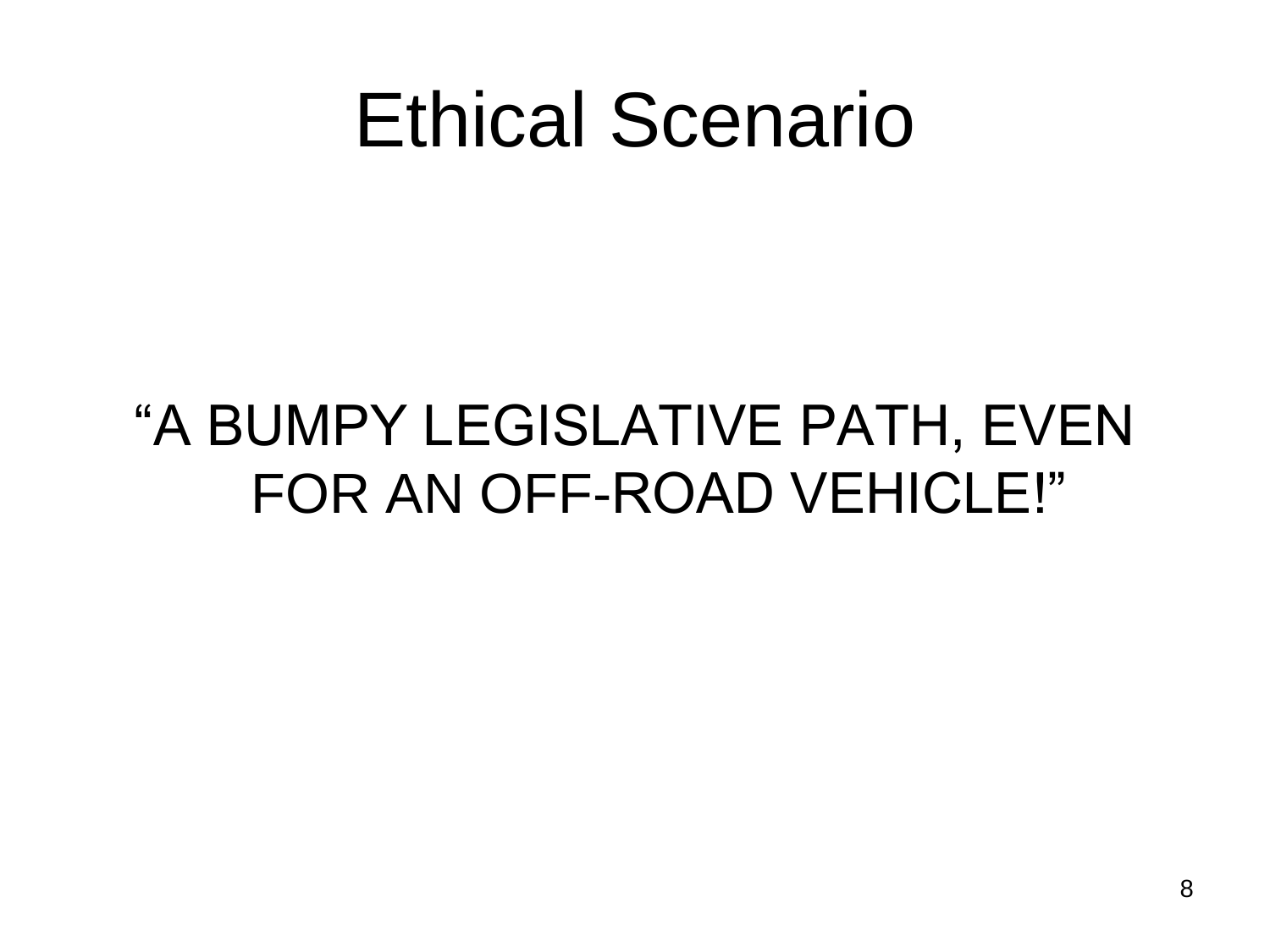# Ethical Scenario

“A BUMPY LEGISLATIVE PATH, EVEN FOR AN OFF-ROAD VEHICLE!”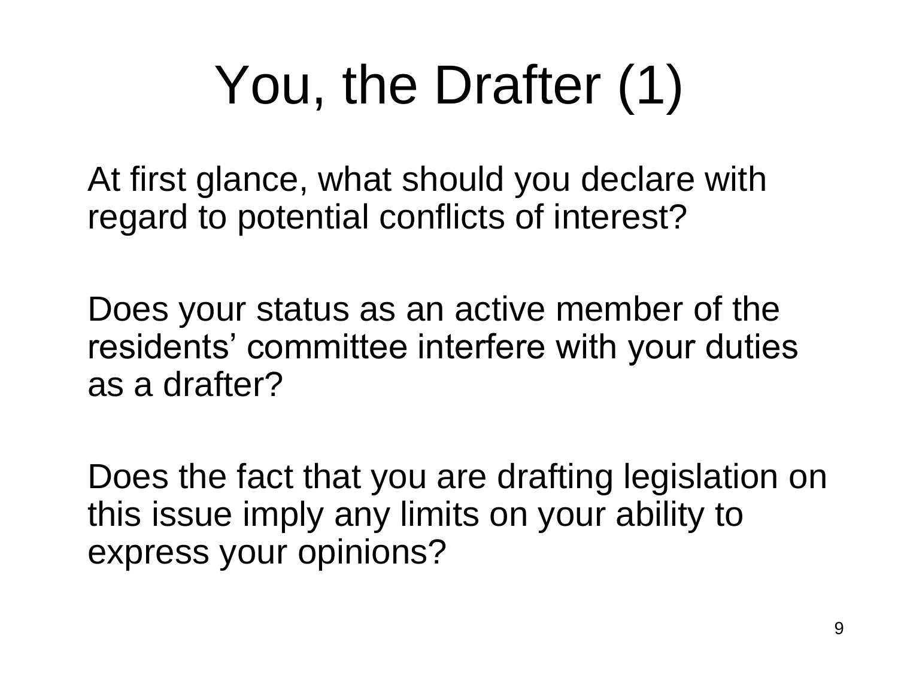# You, the Drafter (1)

At first glance, what should you declare with regard to potential conflicts of interest?

Does your status as an active member of the residents' committee interfere with your duties as a drafter?

Does the fact that you are drafting legislation on this issue imply any limits on your ability to express your opinions?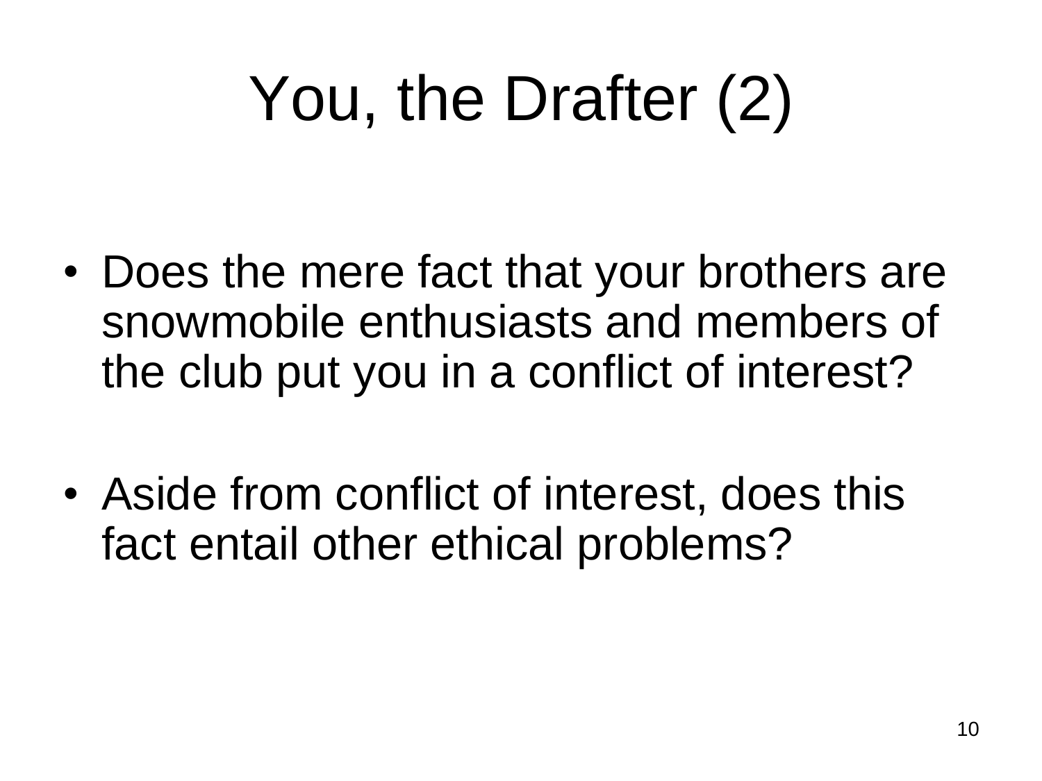# You, the Drafter (2)

- Does the mere fact that your brothers are snowmobile enthusiasts and members of the club put you in a conflict of interest?
- Aside from conflict of interest, does this fact entail other ethical problems?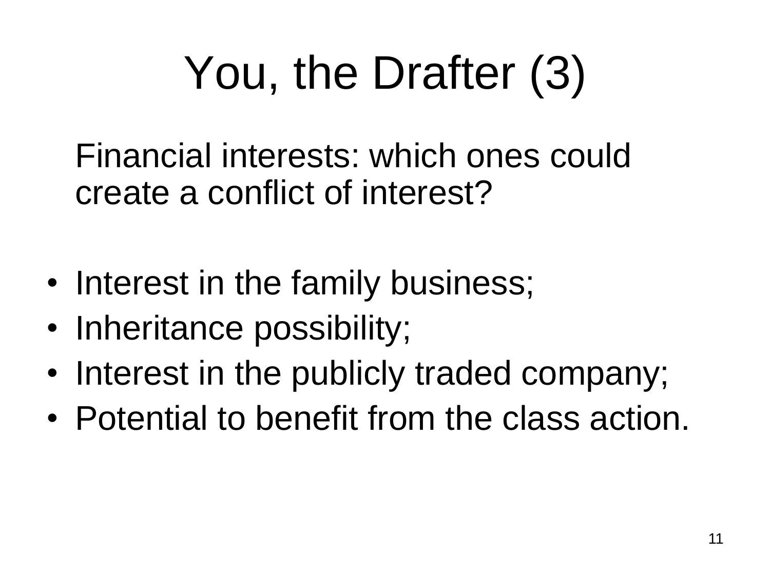# You, the Drafter (3)

Financial interests: which ones could create a conflict of interest?

- Interest in the family business;
- Inheritance possibility;
- Interest in the publicly traded company;
- Potential to benefit from the class action.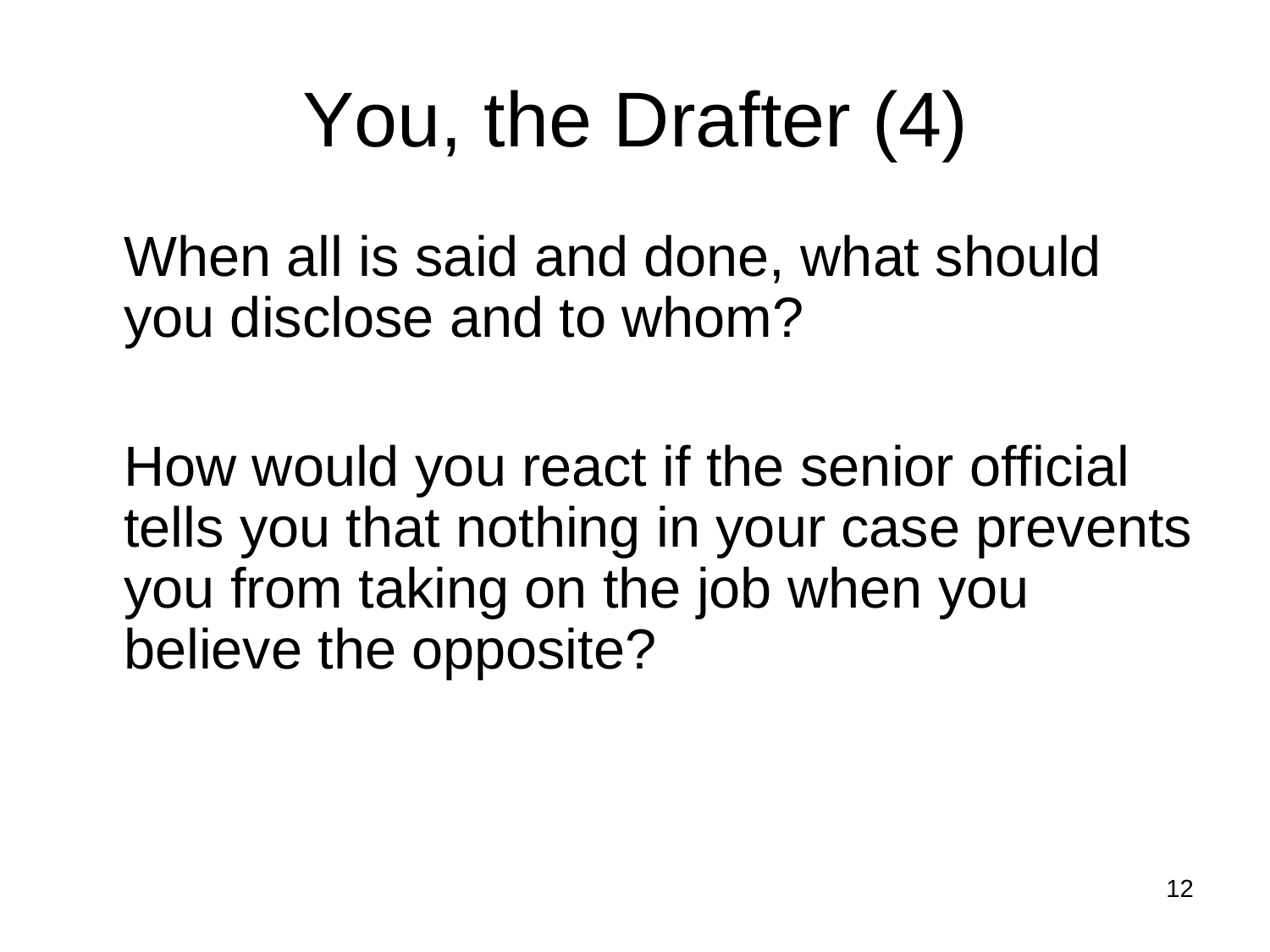# You, the Drafter (4)

When all is said and done, what should you disclose and to whom?

How would you react if the senior official tells you that nothing in your case prevents you from taking on the job when you believe the opposite?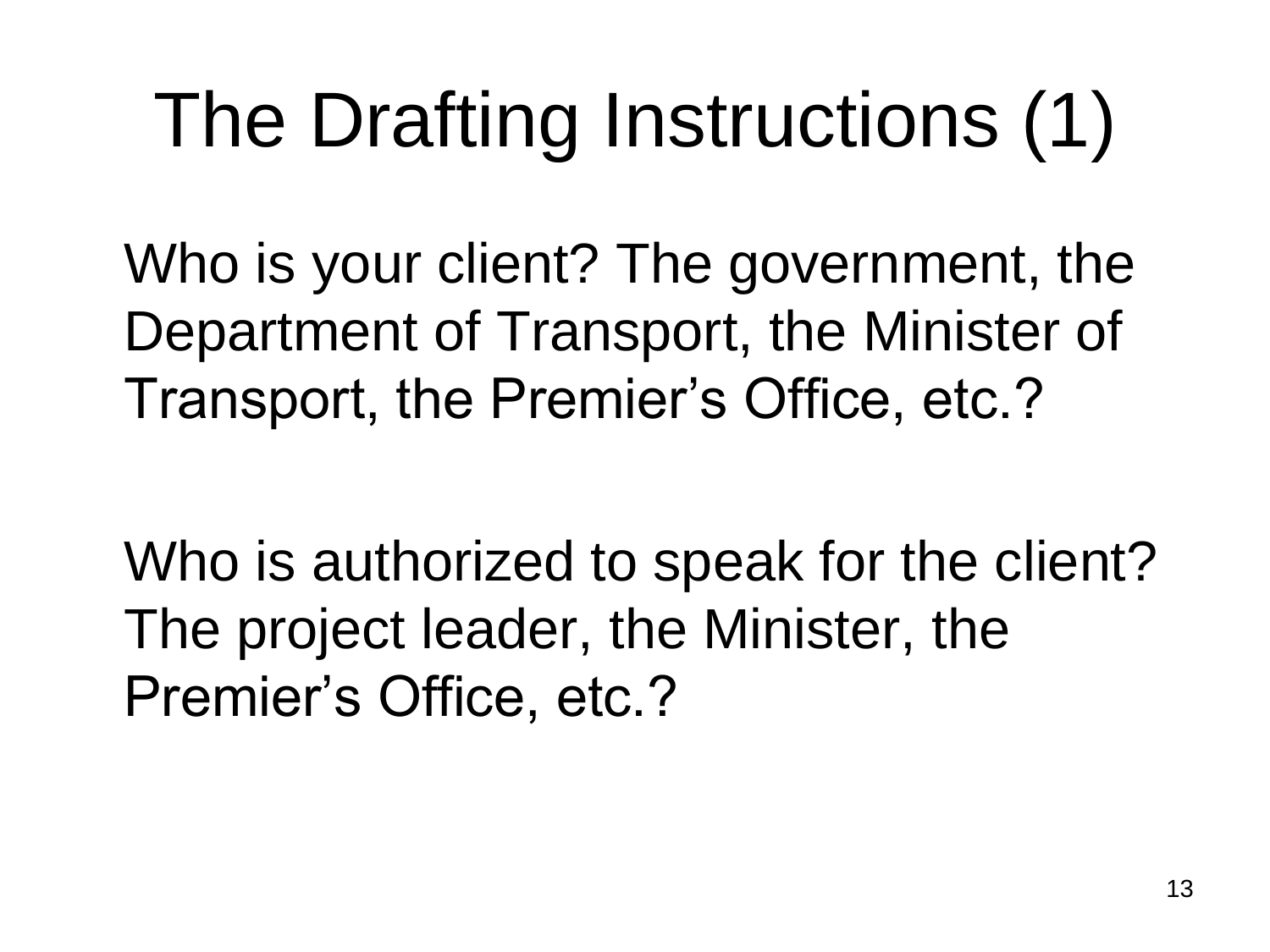# The Drafting Instructions (1)

Who is your client? The government, the Department of Transport, the Minister of Transport, the Premier’s Office, etc.?

Who is authorized to speak for the client? The project leader, the Minister, the Premier’s Office, etc.?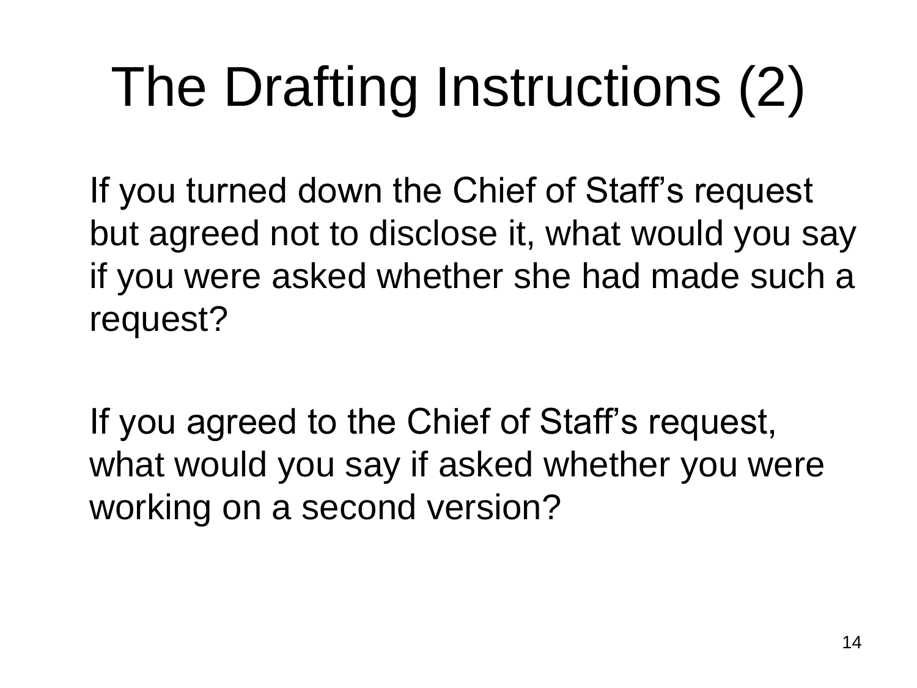# The Drafting Instructions (2)

If you turned down the Chief of Staff's request but agreed not to disclose it, what would you say if you were asked whether she had made such a request?

If you agreed to the Chief of Staff's request, what would you say if asked whether you were working on a second version?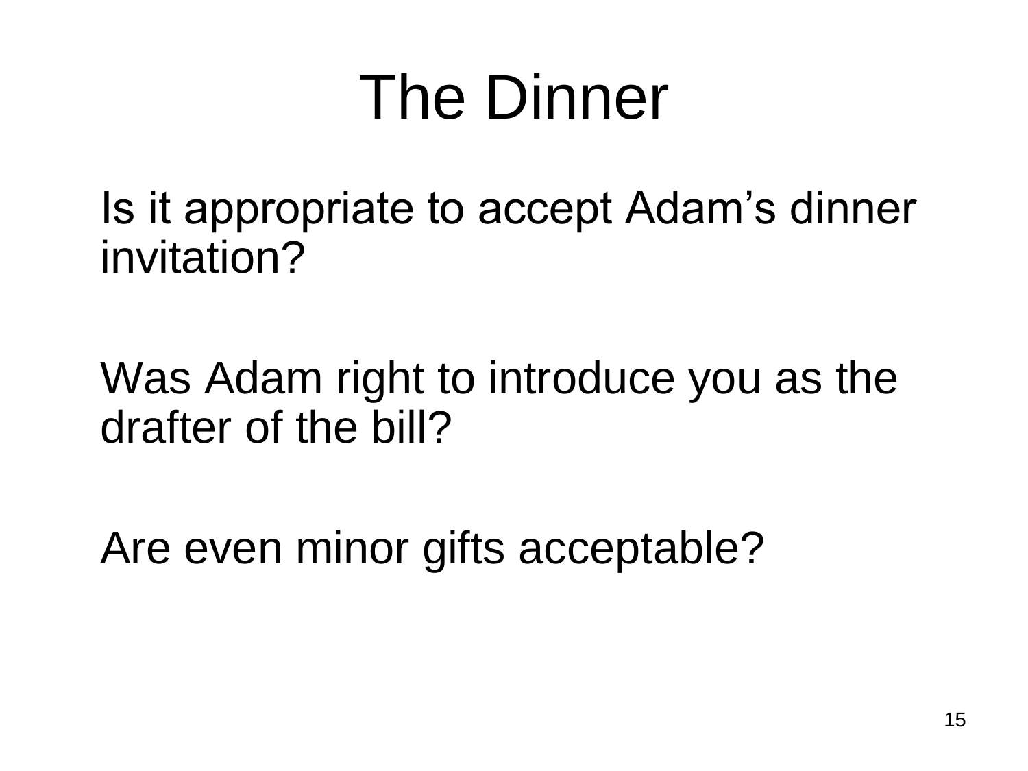# The Dinner

Is it appropriate to accept Adam's dinner invitation?

Was Adam right to introduce you as the drafter of the bill?

Are even minor gifts acceptable?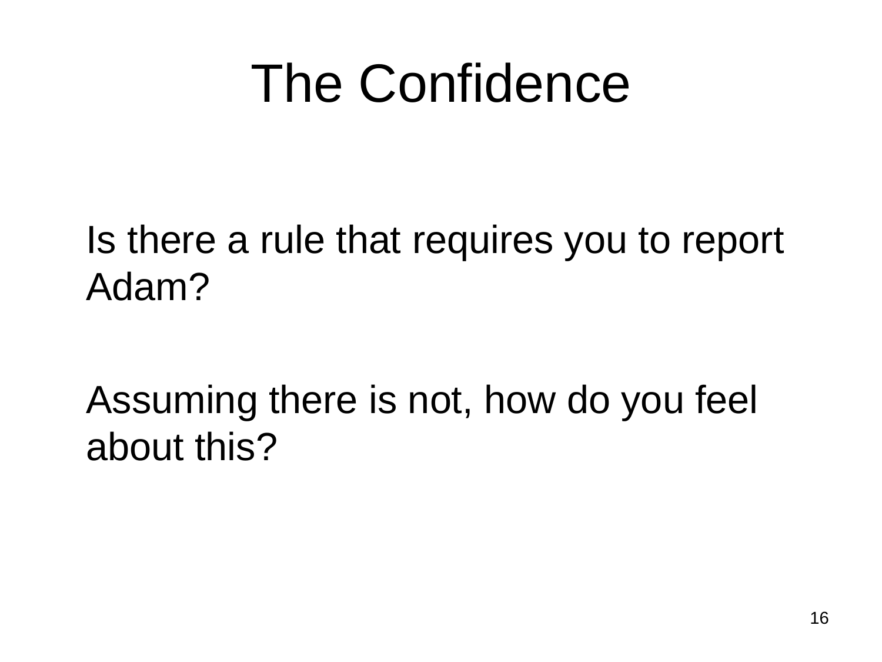# The Confidence

Is there a rule that requires you to report Adam?

Assuming there is not, how do you feel about this?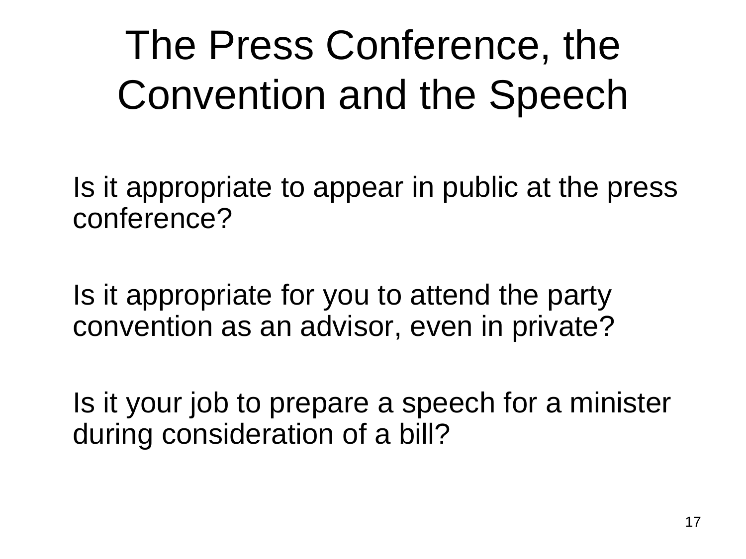# The Press Conference, the Convention and the Speech

Is it appropriate to appear in public at the press conference?

Is it appropriate for you to attend the party convention as an advisor, even in private?

Is it your job to prepare a speech for a minister during consideration of a bill?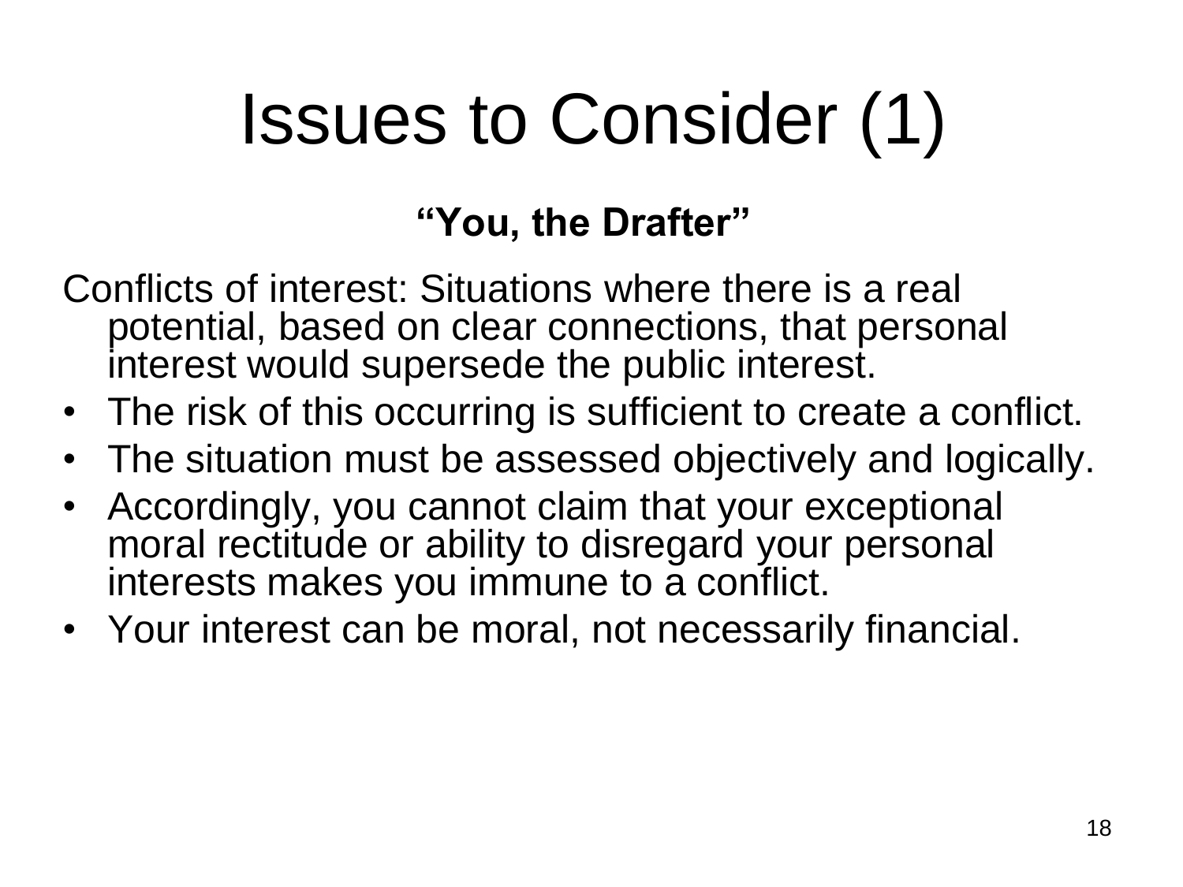# Issues to Consider (1)

**"You, the Drafter"**

Conflicts of interest: Situations where there is a real potential, based on clear connections, that personal interest would supersede the public interest.

- The risk of this occurring is sufficient to create a conflict.
- The situation must be assessed objectively and logically.
- Accordingly, you cannot claim that your exceptional moral rectitude or ability to disregard your personal interests makes you immune to a conflict.
- Your interest can be moral, not necessarily financial.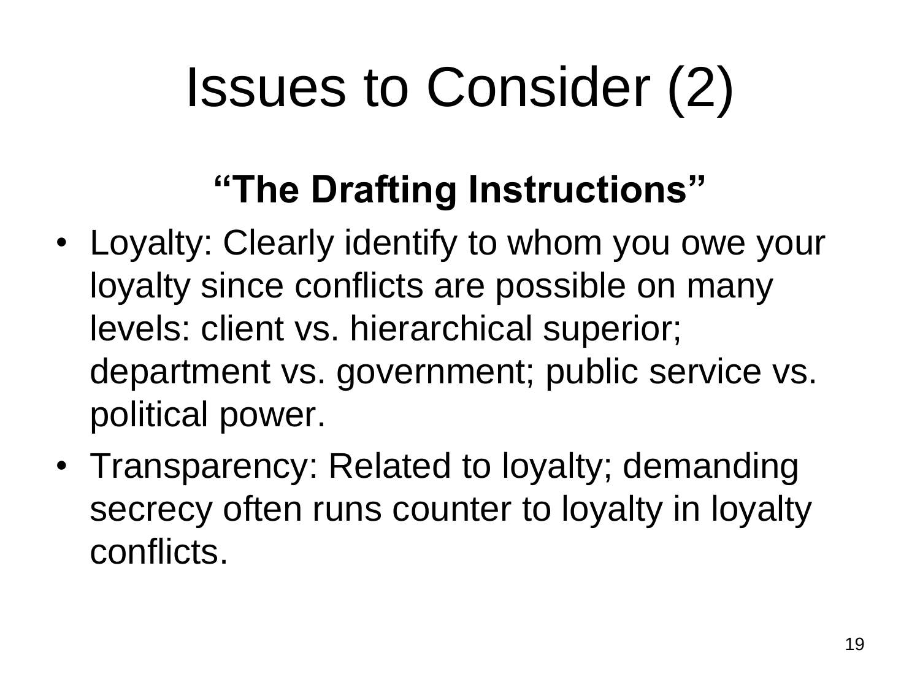# Issues to Consider (2)

## "The Drafting Instructions"

- Loyalty: Clearly identify to whom you owe your loyalty since conflicts are possible on many levels: client vs. hierarchical superior; department vs. government; public service vs. political power.
- Transparency: Related to loyalty; demanding secrecy often runs counter to loyalty in loyalty conflicts.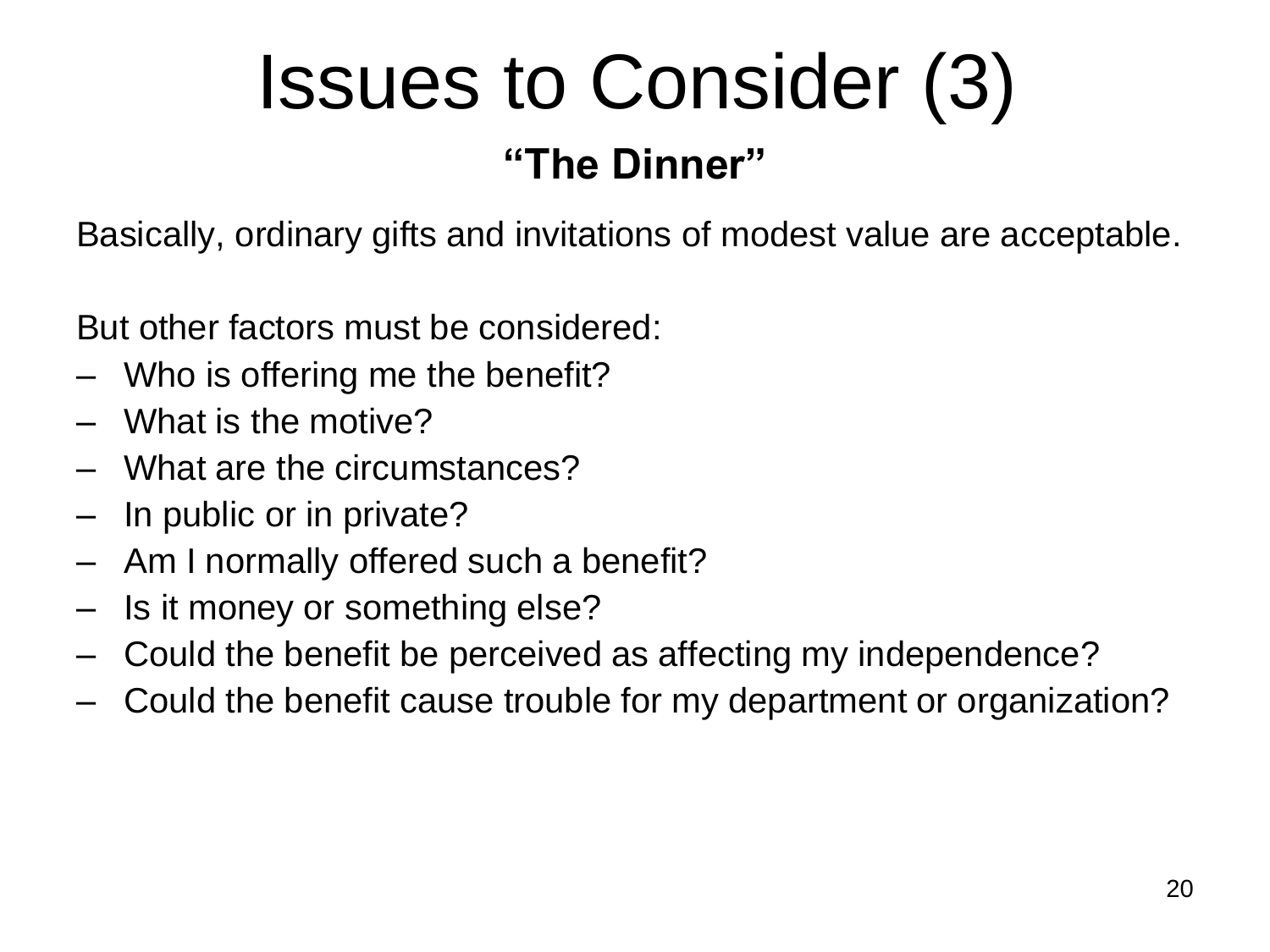# Issues to Consider (3)

## "The Dinner"

Basically, ordinary gifts and invitations of modest value are acceptable.

But other factors must be considered:

- Who is offering me the benefit?
- What is the motive?
- What are the circumstances?
- In public or in private?
- Am I normally offered such a benefit?
- Is it money or something else?
- Could the benefit be perceived as affecting my independence?
- Could the benefit cause trouble for my department or organization?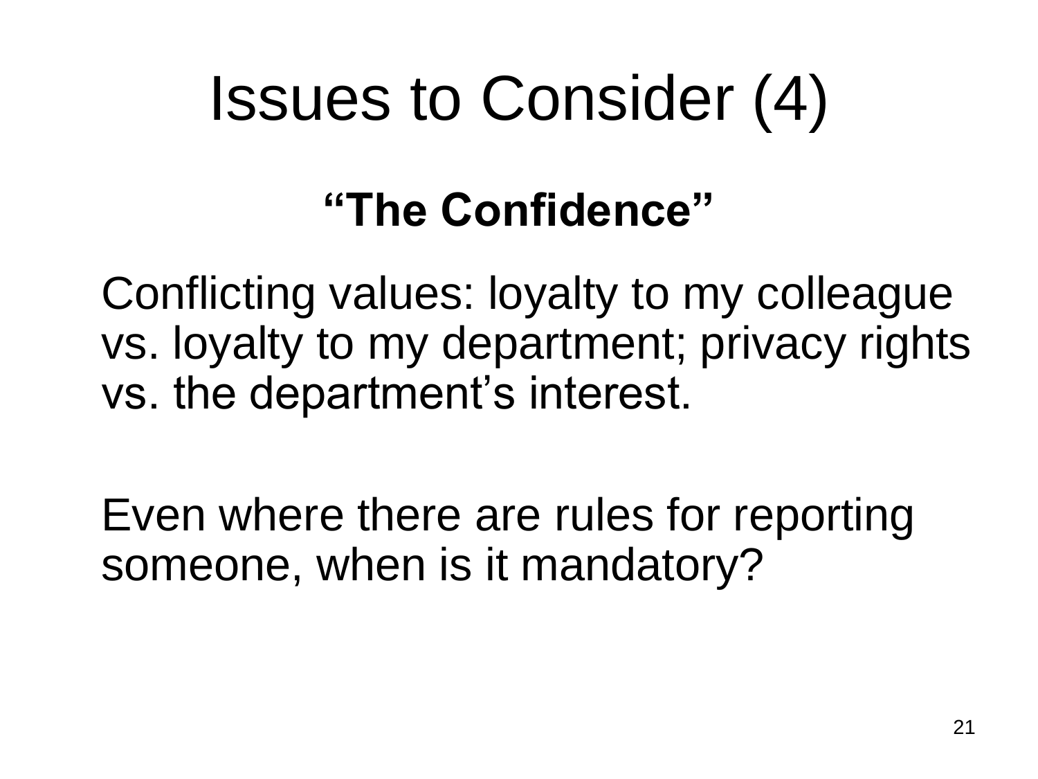# Issues to Consider (4)

## "The Confidence"

Conflicting values: loyalty to my colleague vs. loyalty to my department; privacy rights vs. the department's interest.

Even where there are rules for reporting someone, when is it mandatory?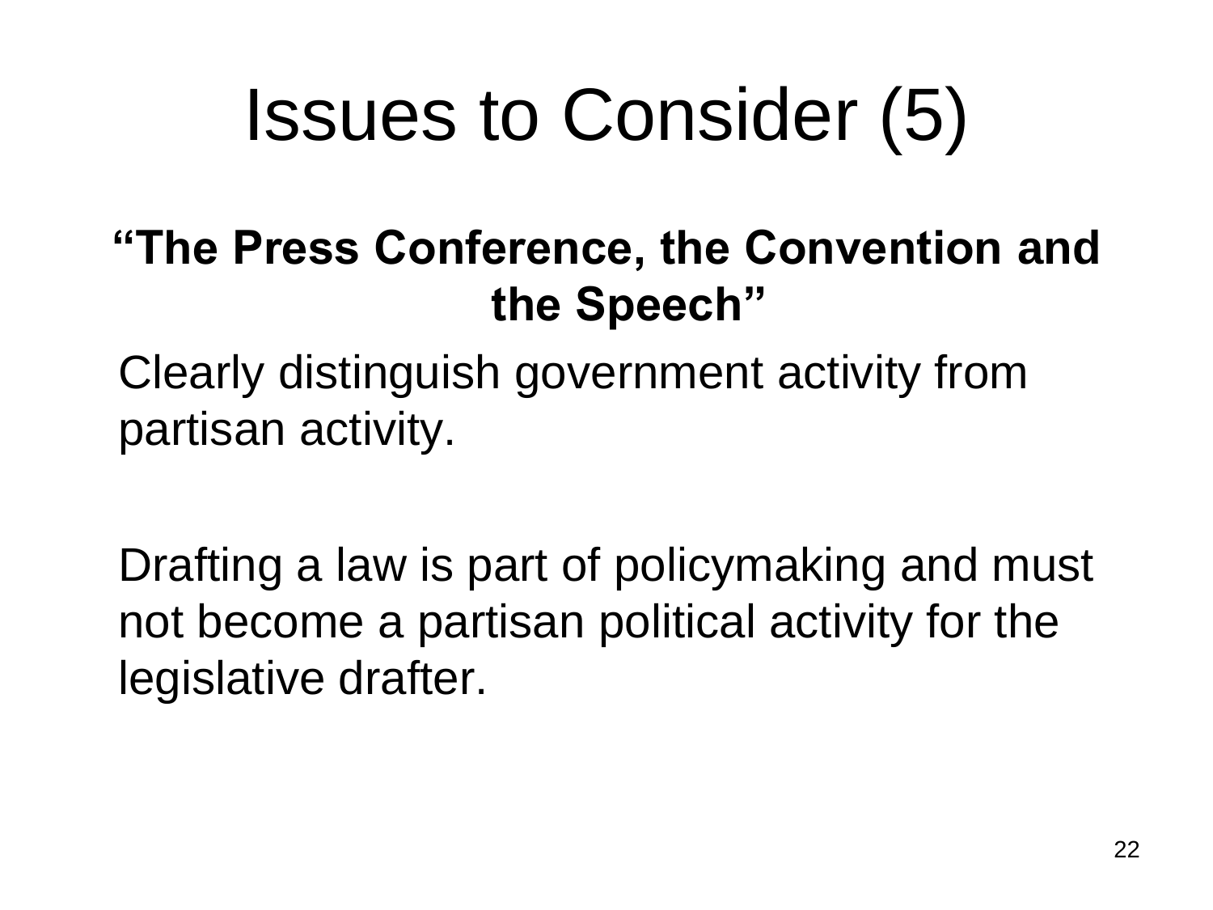# Issues to Consider (5)

**"The Press Conference, the Convention and the Speech"**

Clearly distinguish government activity from partisan activity.

Drafting a law is part of policymaking and must not become a partisan political activity for the legislative drafter.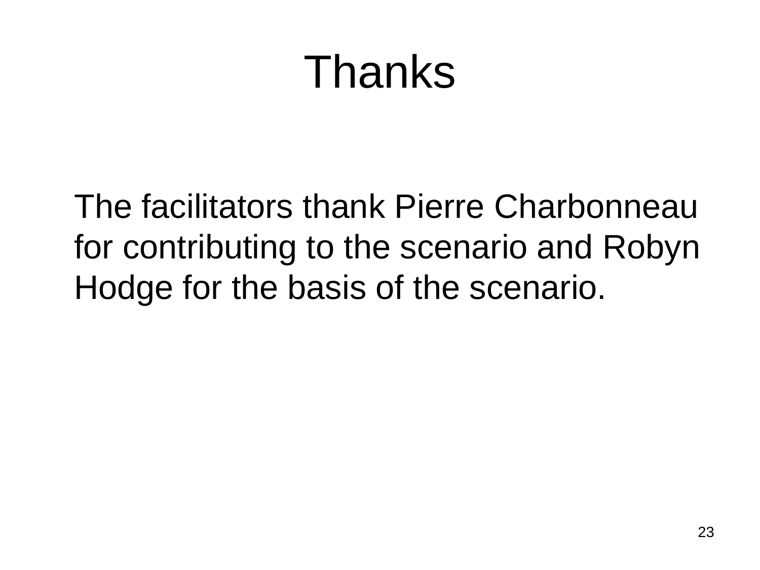# Thanks

The facilitators thank Pierre Charbonneau for contributing to the scenario and Robyn Hodge for the basis of the scenario.